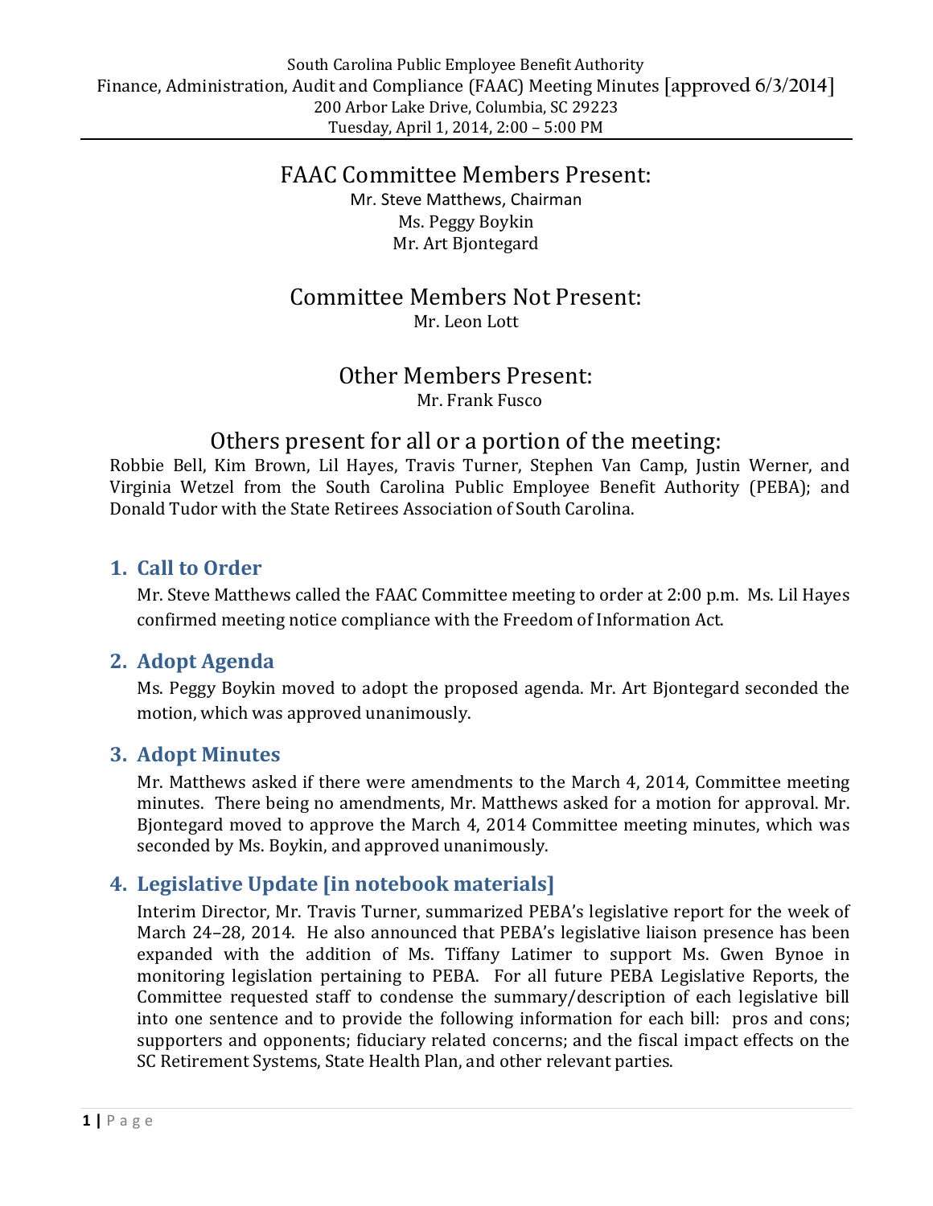South Carolina Public Employee Benefit Authority
Finance, Administration, Audit and Compliance (FAAC) Meeting Minutes [approved 6/3/2014]
200 Arbor Lake Drive, Columbia, SC 29223
Tuesday, April 1, 2014, 2:00 – 5:00 PM

## FAAC Committee Members Present:

Mr. Steve Matthews, Chairman
Ms. Peggy Boykin
Mr. Art Bjontegard

## Committee Members Not Present:

Mr. Leon Lott

## Other Members Present:

Mr. Frank Fusco

## Others present for all or a portion of the meeting:

Robbie Bell, Kim Brown, Lil Hayes, Travis Turner, Stephen Van Camp, Justin Werner, and Virginia Wetzel from the South Carolina Public Employee Benefit Authority (PEBA); and Donald Tudor with the State Retirees Association of South Carolina.

### 1. Call to Order

Mr. Steve Matthews called the FAAC Committee meeting to order at 2:00 p.m. Ms. Lil Hayes confirmed meeting notice compliance with the Freedom of Information Act.

### 2. Adopt Agenda

Ms. Peggy Boykin moved to adopt the proposed agenda. Mr. Art Bjontegard seconded the motion, which was approved unanimously.

### 3. Adopt Minutes

Mr. Matthews asked if there were amendments to the March 4, 2014, Committee meeting minutes. There being no amendments, Mr. Matthews asked for a motion for approval. Mr. Bjontegard moved to approve the March 4, 2014 Committee meeting minutes, which was seconded by Ms. Boykin, and approved unanimously.

### 4. Legislative Update [in notebook materials]

Interim Director, Mr. Travis Turner, summarized PEBA's legislative report for the week of March 24–28, 2014. He also announced that PEBA's legislative liaison presence has been expanded with the addition of Ms. Tiffany Latimer to support Ms. Gwen Bynoe in monitoring legislation pertaining to PEBA. For all future PEBA Legislative Reports, the Committee requested staff to condense the summary/description of each legislative bill into one sentence and to provide the following information for each bill: pros and cons; supporters and opponents; fiduciary related concerns; and the fiscal impact effects on the SC Retirement Systems, State Health Plan, and other relevant parties.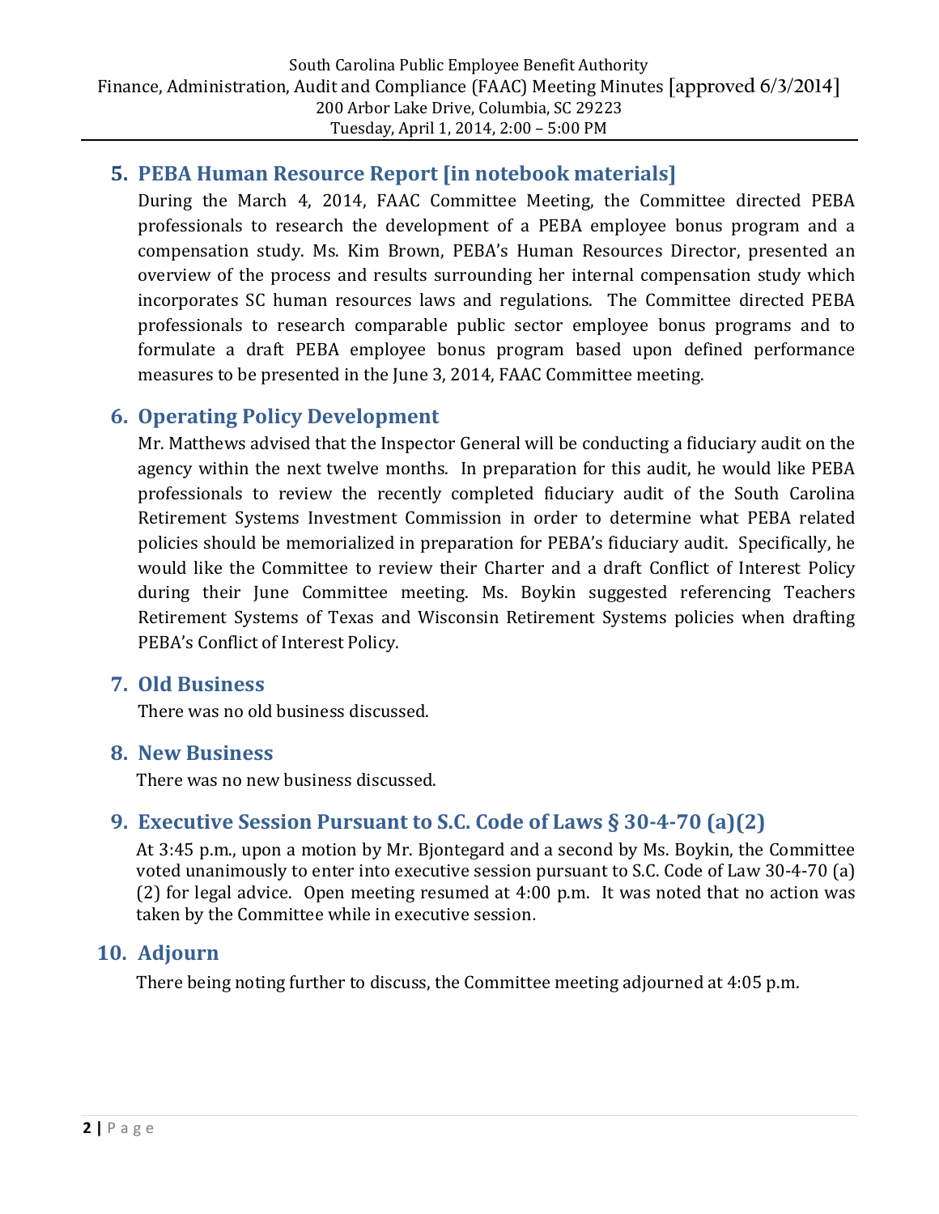## 5. PEBA Human Resource Report [in notebook materials]

During the March 4, 2014, FAAC Committee Meeting, the Committee directed PEBA professionals to research the development of a PEBA employee bonus program and a compensation study. Ms. Kim Brown, PEBA's Human Resources Director, presented an overview of the process and results surrounding her internal compensation study which incorporates SC human resources laws and regulations. The Committee directed PEBA professionals to research comparable public sector employee bonus programs and to formulate a draft PEBA employee bonus program based upon defined performance measures to be presented in the June 3, 2014, FAAC Committee meeting.

## 6. Operating Policy Development

Mr. Matthews advised that the Inspector General will be conducting a fiduciary audit on the agency within the next twelve months. In preparation for this audit, he would like PEBA professionals to review the recently completed fiduciary audit of the South Carolina Retirement Systems Investment Commission in order to determine what PEBA related policies should be memorialized in preparation for PEBA's fiduciary audit. Specifically, he would like the Committee to review their Charter and a draft Conflict of Interest Policy during their June Committee meeting. Ms. Boykin suggested referencing Teachers Retirement Systems of Texas and Wisconsin Retirement Systems policies when drafting PEBA's Conflict of Interest Policy.

## 7. Old Business

There was no old business discussed.

## 8. New Business

There was no new business discussed.

## 9. Executive Session Pursuant to S.C. Code of Laws § 30-4-70 (a)(2)

At 3:45 p.m., upon a motion by Mr. Bjontegard and a second by Ms. Boykin, the Committee voted unanimously to enter into executive session pursuant to S.C. Code of Law 30-4-70 (a)(2) for legal advice. Open meeting resumed at 4:00 p.m. It was noted that no action was taken by the Committee while in executive session.

## 10. Adjourn

There being noting further to discuss, the Committee meeting adjourned at 4:05 p.m.